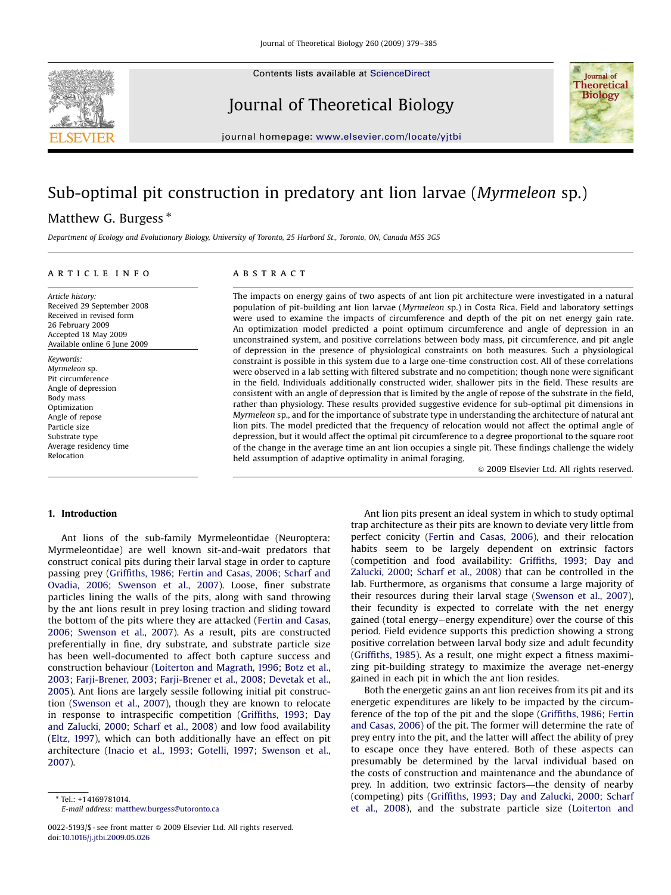# Sub-optimal pit construction in predatory ant lion larvae (*Myrmeleon* sp.)

Matthew G. Burgess *

*Department of Ecology and Evolutionary Biology, University of Toronto, 25 Harbord St., Toronto, ON, Canada M5S 3G5*

## ARTICLE INFO

*Article history:*
Received 29 September 2008
Received in revised form
26 February 2009
Accepted 18 May 2009
Available online 6 June 2009

*Keywords:*
*Myrmeleon* sp.
Pit circumference
Angle of depression
Body mass
Optimization
Angle of repose
Particle size
Substrate type
Average residency time
Relocation

## ABSTRACT

The impacts on energy gains of two aspects of ant lion pit architecture were investigated in a natural population of pit-building ant lion larvae (*Myrmeleon* sp.) in Costa Rica. Field and laboratory settings were used to examine the impacts of circumference and depth of the pit on net energy gain rate. An optimization model predicted a point optimum circumference and angle of depression in an unconstrained system, and positive correlations between body mass, pit circumference, and pit angle of depression in the presence of physiological constraints on both measures. Such a physiological constraint is possible in this system due to a large one-time construction cost. All of these correlations were observed in a lab setting with filtered substrate and no competition; though none were significant in the field. Individuals additionally constructed wider, shallower pits in the field. These results are consistent with an angle of depression that is limited by the angle of repose of the substrate in the field, rather than physiology. These results provided suggestive evidence for sub-optimal pit dimensions in *Myrmeleon* sp., and for the importance of substrate type in understanding the architecture of natural ant lion pits. The model predicted that the frequency of relocation would not affect the optimal angle of depression, but it would affect the optimal pit circumference to a degree proportional to the square root of the change in the average time an ant lion occupies a single pit. These findings challenge the widely held assumption of adaptive optimality in animal foraging.

© 2009 Elsevier Ltd. All rights reserved.

## 1. Introduction

Ant lions of the sub-family Myrmeleontidae (Neuroptera: Myrmeleontidae) are well known sit-and-wait predators that construct conical pits during their larval stage in order to capture passing prey (Griffiths, 1986; Fertin and Casas, 2006; Scharf and Ovadia, 2006; Swenson et al., 2007). Loose, finer substrate particles lining the walls of the pits, along with sand throwing by the ant lions result in prey losing traction and sliding toward the bottom of the pits where they are attacked (Fertin and Casas, 2006; Swenson et al., 2007). As a result, pits are constructed preferentially in fine, dry substrate, and substrate particle size has been well-documented to affect both capture success and construction behaviour (Loiterton and Magrath, 1996; Botz et al., 2003; Farji-Brener, 2003; Farji-Brener et al., 2008; Devetak et al., 2005). Ant lions are largely sessile following initial pit construction (Swenson et al., 2007), though they are known to relocate in response to intraspecific competition (Griffiths, 1993; Day and Zalucki, 2000; Scharf et al., 2008) and low food availability (Eltz, 1997), which can both additionally have an effect on pit architecture (Inacio et al., 1993; Gotelli, 1997; Swenson et al., 2007).

Ant lion pits present an ideal system in which to study optimal trap architecture as their pits are known to deviate very little from perfect conicity (Fertin and Casas, 2006), and their relocation habits seem to be largely dependent on extrinsic factors (competition and food availability: Griffiths, 1993; Day and Zalucki, 2000; Scharf et al., 2008) that can be controlled in the lab. Furthermore, as organisms that consume a large majority of their resources during their larval stage (Swenson et al., 2007), their fecundity is expected to correlate with the net energy gained (total energy−energy expenditure) over the course of this period. Field evidence supports this prediction showing a strong positive correlation between larval body size and adult fecundity (Griffiths, 1985). As a result, one might expect a fitness maximizing pit-building strategy to maximize the average net-energy gained in each pit in which the ant lion resides.

Both the energetic gains an ant lion receives from its pit and its energetic expenditures are likely to be impacted by the circumference of the top of the pit and the slope (Griffiths, 1986; Fertin and Casas, 2006) of the pit. The former will determine the rate of prey entry into the pit, and the latter will affect the ability of prey to escape once they have entered. Both of these aspects can presumably be determined by the larval individual based on the costs of construction and maintenance and the abundance of prey. In addition, two extrinsic factors—the density of nearby (competing) pits (Griffiths, 1993; Day and Zalucki, 2000; Scharf et al., 2008), and the substrate particle size (Loiterton and

---

* Tel.: +14169781014.
*E-mail address:* matthew.burgess@utoronto.ca

0022-5193/$ - see front matter © 2009 Elsevier Ltd. All rights reserved.
doi:10.1016/j.jtbi.2009.05.026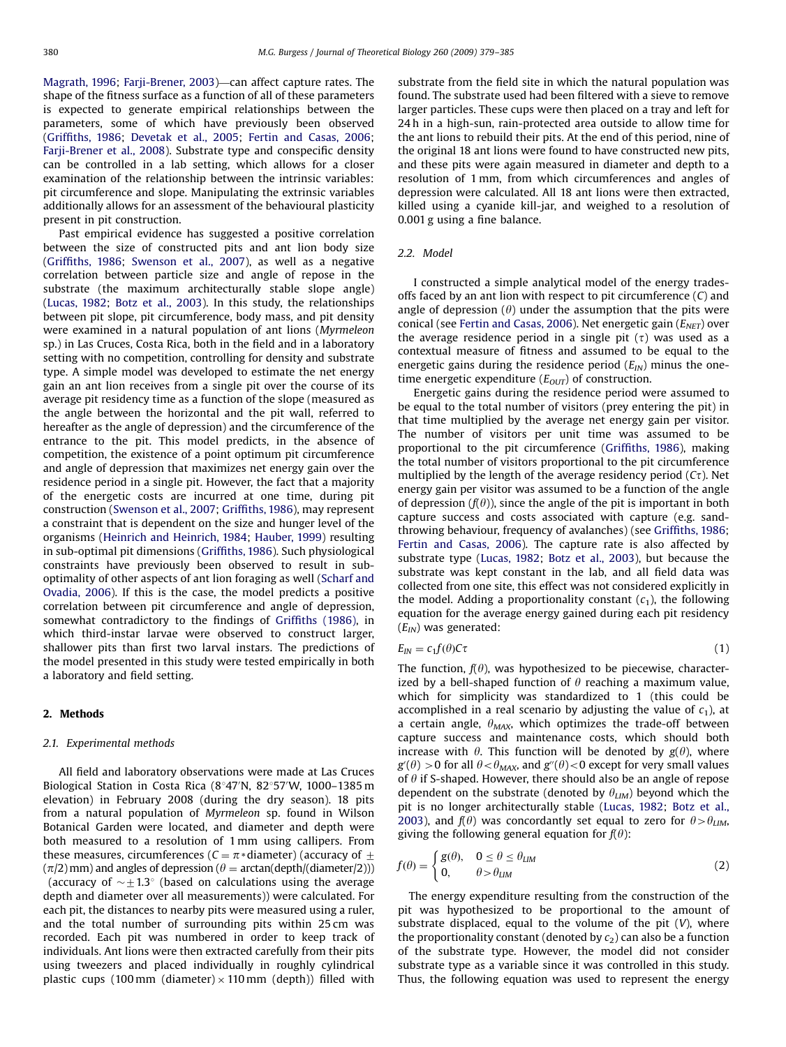Magrath, 1996; Farji-Brener, 2003)—can affect capture rates. The shape of the fitness surface as a function of all of these parameters is expected to generate empirical relationships between the parameters, some of which have previously been observed (Griffiths, 1986; Devetak et al., 2005; Fertin and Casas, 2006; Farji-Brener et al., 2008). Substrate type and conspecific density can be controlled in a lab setting, which allows for a closer examination of the relationship between the intrinsic variables: pit circumference and slope. Manipulating the extrinsic variables additionally allows for an assessment of the behavioural plasticity present in pit construction.

Past empirical evidence has suggested a positive correlation between the size of constructed pits and ant lion body size (Griffiths, 1986; Swenson et al., 2007), as well as a negative correlation between particle size and angle of repose in the substrate (the maximum architecturally stable slope angle) (Lucas, 1982; Botz et al., 2003). In this study, the relationships between pit slope, pit circumference, body mass, and pit density were examined in a natural population of ant lions (*Myrmeleon* sp.) in Las Cruces, Costa Rica, both in the field and in a laboratory setting with no competition, controlling for density and substrate type. A simple model was developed to estimate the net energy gain an ant lion receives from a single pit over the course of its average pit residency time as a function of the slope (measured as the angle between the horizontal and the pit wall, referred to hereafter as the angle of depression) and the circumference of the entrance to the pit. This model predicts, in the absence of competition, the existence of a point optimum pit circumference and angle of depression that maximizes net energy gain over the residence period in a single pit. However, the fact that a majority of the energetic costs are incurred at one time, during pit construction (Swenson et al., 2007; Griffiths, 1986), may represent a constraint that is dependent on the size and hunger level of the organisms (Heinrich and Heinrich, 1984; Hauber, 1999) resulting in sub-optimal pit dimensions (Griffiths, 1986). Such physiological constraints have previously been observed to result in sub-optimality of other aspects of ant lion foraging as well (Scharf and Ovadia, 2006). If this is the case, the model predicts a positive correlation between pit circumference and angle of depression, somewhat contradictory to the findings of Griffiths (1986), in which third-instar larvae were observed to construct larger, shallower pits than first two larval instars. The predictions of the model presented in this study were tested empirically in both a laboratory and field setting.

## 2. Methods

### 2.1. Experimental methods

All field and laboratory observations were made at Las Cruces Biological Station in Costa Rica (8°47′N, 82°57′W, 1000–1385 m elevation) in February 2008 (during the dry season). 18 pits from a natural population of *Myrmeleon* sp. found in Wilson Botanical Garden were located, and diameter and depth were both measured to a resolution of 1 mm using callipers. From these measures, circumferences ($C = \pi * \text{diameter}$) (accuracy of $\pm(\pi/2)$ mm) and angles of depression ($\theta = \arctan(\text{depth}/(\text{diameter}/2))$) (accuracy of $\sim\pm 1.3°$ (based on calculations using the average depth and diameter over all measurements)) were calculated. For each pit, the distances to nearby pits were measured using a ruler, and the total number of surrounding pits within 25 cm was recorded. Each pit was numbered in order to keep track of individuals. Ant lions were then extracted carefully from their pits using tweezers and placed individually in roughly cylindrical plastic cups (100 mm (diameter) × 110 mm (depth)) filled with substrate from the field site in which the natural population was found. The substrate used had been filtered with a sieve to remove larger particles. These cups were then placed on a tray and left for 24 h in a high-sun, rain-protected area outside to allow time for the ant lions to rebuild their pits. At the end of this period, nine of the original 18 ant lions were found to have constructed new pits, and these pits were again measured in diameter and depth to a resolution of 1 mm, from which circumferences and angles of depression were calculated. All 18 ant lions were then extracted, killed using a cyanide kill-jar, and weighed to a resolution of 0.001 g using a fine balance.

### 2.2. Model

I constructed a simple analytical model of the energy trade-offs faced by an ant lion with respect to pit circumference ($C$) and angle of depression ($\theta$) under the assumption that the pits were conical (see Fertin and Casas, 2006). Net energetic gain ($E_{NET}$) over the average residence period in a single pit ($\tau$) was used as a contextual measure of fitness and assumed to be equal to the energetic gains during the residence period ($E_{IN}$) minus the one-time energetic expenditure ($E_{OUT}$) of construction.

Energetic gains during the residence period were assumed to be equal to the total number of visitors (prey entering the pit) in that time multiplied by the average net energy gain per visitor. The number of visitors per unit time was assumed to be proportional to the pit circumference (Griffiths, 1986), making the total number of visitors proportional to the pit circumference multiplied by the length of the average residency period ($C\tau$). Net energy gain per visitor was assumed to be a function of the angle of depression ($f(\theta)$), since the angle of the pit is important in both capture success and costs associated with capture (e.g. sand-throwing behaviour, frequency of avalanches) (see Griffiths, 1986; Fertin and Casas, 2006). The capture rate is also affected by substrate type (Lucas, 1982; Botz et al., 2003), but because the substrate was kept constant in the lab, and all field data was collected from one site, this effect was not considered explicitly in the model. Adding a proportionality constant ($c_1$), the following equation for the average energy gained during each pit residency ($E_{IN}$) was generated:

$$E_{IN} = c_1 f(\theta) C \tau \tag{1}$$

The function, $f(\theta)$, was hypothesized to be piecewise, characterized by a bell-shaped function of $\theta$ reaching a maximum value, which for simplicity was standardized to 1 (this could be accomplished in a real scenario by adjusting the value of $c_1$), at a certain angle, $\theta_{MAX}$, which optimizes the trade-off between capture success and maintenance costs, which should both increase with $\theta$. This function will be denoted by $g(\theta)$, where $g'(\theta) > 0$ for all $\theta < \theta_{MAX}$, and $g''(\theta) < 0$ except for very small values of $\theta$ if S-shaped. However, there should also be an angle of repose dependent on the substrate (denoted by $\theta_{LIM}$) beyond which the pit is no longer architecturally stable (Lucas, 1982; Botz et al., 2003), and $f(\theta)$ was concordantly set equal to zero for $\theta > \theta_{LIM}$, giving the following general equation for $f(\theta)$:

$$f(\theta) = \begin{cases} g(\theta), & 0 \le \theta \le \theta_{LIM} \\ 0, & \theta > \theta_{LIM} \end{cases} \tag{2}$$

The energy expenditure resulting from the construction of the pit was hypothesized to be proportional to the amount of substrate displaced, equal to the volume of the pit ($V$), where the proportionality constant (denoted by $c_2$) can also be a function of the substrate type. However, the model did not consider substrate type as a variable since it was controlled in this study. Thus, the following equation was used to represent the energy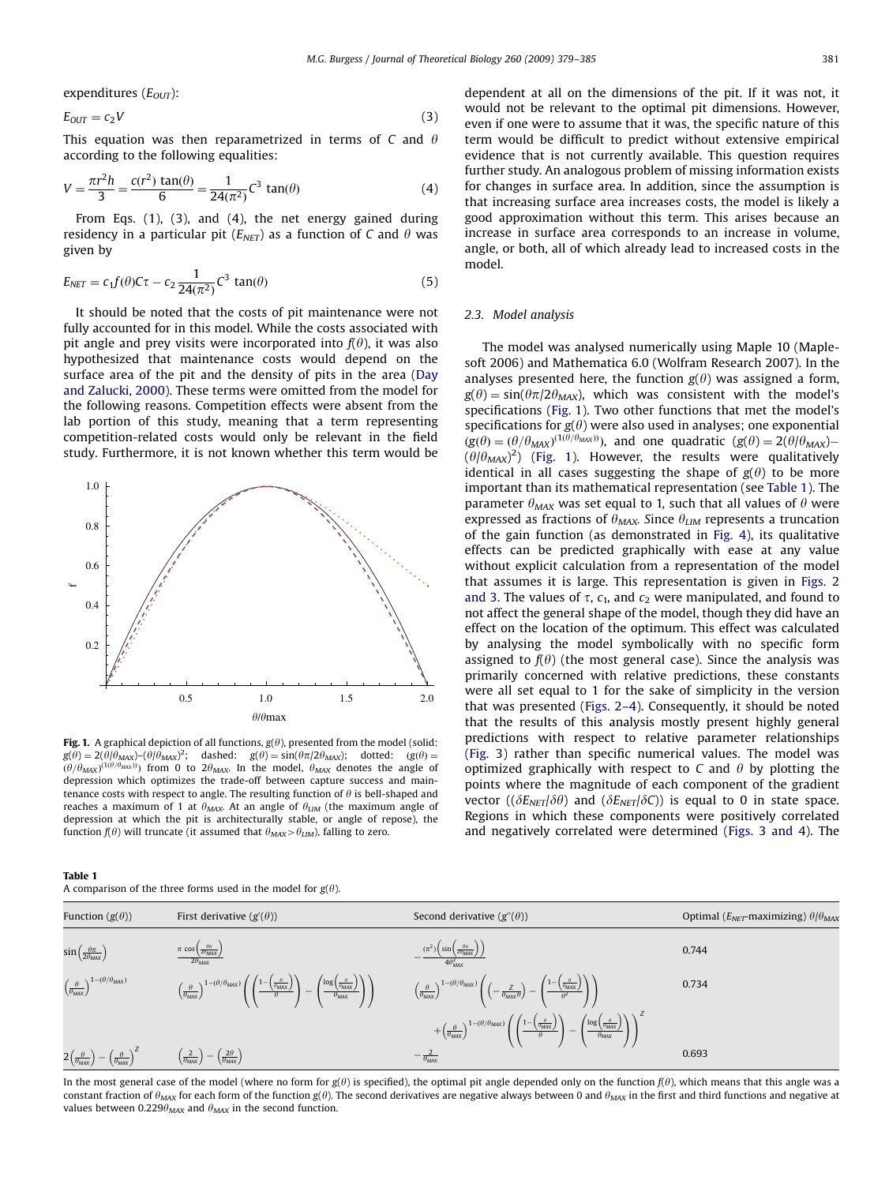expenditures ($E_{OUT}$):

$$E_{OUT} = c_2 V \tag{3}$$

This equation was then reparametrized in terms of $C$ and $\theta$ according to the following equalities:

$$V = \frac{\pi r^2 h}{3} = \frac{c(r^2)\tan(\theta)}{6} = \frac{1}{24(\pi^2)} C^3 \tan(\theta) \tag{4}$$

From Eqs. (1), (3), and (4), the net energy gained during residency in a particular pit ($E_{NET}$) as a function of $C$ and $\theta$ was given by

$$E_{NET} = c_1 f(\theta) C\tau - c_2 \frac{1}{24(\pi^2)} C^3 \tan(\theta) \tag{5}$$

It should be noted that the costs of pit maintenance were not fully accounted for in this model. While the costs associated with pit angle and prey visits were incorporated into $f(\theta)$, it was also hypothesized that maintenance costs would depend on the surface area of the pit and the density of pits in the area (Day and Zalucki, 2000). These terms were omitted from the model for the following reasons. Competition effects were absent from the lab portion of this study, meaning that a term representing competition-related costs would only be relevant in the field study. Furthermore, it is not known whether this term would be dependent at all on the dimensions of the pit. If it was not, it would not be relevant to the optimal pit dimensions. However, even if one were to assume that it was, the specific nature of this term would be difficult to predict without extensive empirical evidence that is not currently available. This question requires further study. An analogous problem of missing information exists for changes in surface area. In addition, since the assumption is that increasing surface area increases costs, the model is likely a good approximation without this term. This arises because an increase in surface area corresponds to an increase in volume, angle, or both, all of which already lead to increased costs in the model.

**Fig. 1.** A graphical depiction of all functions, $g(\theta)$, presented from the model (solid: $g(\theta) = 2(\theta/\theta_{MAX}) - (\theta/\theta_{MAX})^2$; dashed: $g(\theta) = \sin(\theta\pi/2\theta_{MAX})$; dotted: $(g(\theta) = (\theta/\theta_{MAX})^{(1(\theta/\theta_{MAX}))})$ from 0 to $2\theta_{MAX}$. In the model, $\theta_{MAX}$ denotes the angle of depression which optimizes the trade-off between capture success and maintenance costs with respect to angle. The resulting function of $\theta$ is bell-shaped and reaches a maximum of 1 at $\theta_{MAX}$. At an angle of $\theta_{LIM}$ (the maximum angle of depression at which the pit is architecturally stable, or angle of repose), the function $f(\theta)$ will truncate (it assumed that $\theta_{MAX} > \theta_{LIM}$), falling to zero.

### 2.3. Model analysis

The model was analysed numerically using Maple 10 (Maplesoft 2006) and Mathematica 6.0 (Wolfram Research 2007). In the analyses presented here, the function $g(\theta)$ was assigned a form, $g(\theta) = \sin(\theta\pi/2\theta_{MAX})$, which was consistent with the model's specifications (Fig. 1). Two other functions that met the model's specifications for $g(\theta)$ were also used in analyses; one exponential $(g(\theta) = (\theta/\theta_{MAX})^{(1(\theta/\theta_{MAX}))})$, and one quadratic $(g(\theta) = 2(\theta/\theta_{MAX}) - (\theta/\theta_{MAX})^2)$ (Fig. 1). However, the results were qualitatively identical in all cases suggesting the shape of $g(\theta)$ to be more important than its mathematical representation (see Table 1). The parameter $\theta_{MAX}$ was set equal to 1, such that all values of $\theta$ were expressed as fractions of $\theta_{MAX}$. Since $\theta_{LIM}$ represents a truncation of the gain function (as demonstrated in Fig. 4), its qualitative effects can be predicted graphically with ease at any value without explicit calculation from a representation of the model that assumes it is large. This representation is given in Figs. 2 and 3. The values of $\tau$, $c_1$, and $c_2$ were manipulated, and found to not affect the general shape of the model, though they did have an effect on the location of the optimum. This effect was calculated by analysing the model symbolically with no specific form assigned to $f(\theta)$ (the most general case). Since the analysis was primarily concerned with relative predictions, these constants were all set equal to 1 for the sake of simplicity in the version that was presented (Figs. 2–4). Consequently, it should be noted that the results of this analysis mostly present highly general predictions with respect to relative parameter relationships (Fig. 3) rather than specific numerical values. The model was optimized graphically with respect to $C$ and $\theta$ by plotting the points where the magnitude of each component of the gradient vector $((\delta E_{NET}/\delta\theta)$ and $(\delta E_{NET}/\delta C))$ is equal to 0 in state space. Regions in which these components were positively correlated and negatively correlated were determined (Figs. 3 and 4). The

**Table 1**
A comparison of the three forms used in the model for $g(\theta)$.

| Function ($g(\theta)$) | First derivative ($g'(\theta)$) | Second derivative ($g''(\theta)$) | Optimal ($E_{NET}$-maximizing) $\theta/\theta_{MAX}$ |
|---|---|---|---|
| $\sin\left(\frac{\theta\pi}{2\theta_{MAX}}\right)$ | $\frac{\pi\cos\left(\frac{\theta\pi}{2\theta_{MAX}}\right)}{2\theta_{MAX}}$ | $-\frac{(\pi^2)\left(\sin\left(\frac{\theta\pi}{2\theta_{MAX}}\right)\right)}{4\theta_{MAX}^2}$ | 0.744 |
| $\left(\frac{\theta}{\theta_{MAX}}\right)^{1-(\theta/\theta_{MAX})}$ | $\left(\frac{\theta}{\theta_{MAX}}\right)^{1-(\theta/\theta_{MAX})}\left(\left(\frac{1-\left(\frac{\theta}{\theta_{MAX}}\right)}{\theta}\right)-\left(\frac{\log\left(\frac{\theta}{\theta_{MAX}}\right)}{\theta_{MAX}}\right)\right)$ | $\left(\frac{\theta}{\theta_{MAX}}\right)^{1-(\theta/\theta_{MAX})}\left(\left(-\frac{Z}{\theta_{MAX}\theta}\right)-\left(\frac{1-\left(\frac{\theta}{\theta_{MAX}}\right)}{\theta^2}\right)\right) + \left(\frac{\theta}{\theta_{MAX}}\right)^{1-(\theta/\theta_{MAX})}\left(\left(\frac{1-\left(\frac{\theta}{\theta_{MAX}}\right)}{\theta}\right)-\left(\frac{\log\left(\frac{\theta}{\theta_{MAX}}\right)}{\theta_{MAX}}\right)\right)^Z$ | 0.734 |
| $2\left(\frac{\theta}{\theta_{MAX}}\right)-\left(\frac{\theta}{\theta_{MAX}}\right)^Z$ | $\left(\frac{2}{\theta_{MAX}}\right)-\left(\frac{2\theta}{\theta_{MAX}}\right)$ | $-\frac{2}{\theta_{MAX}^2}$ | 0.693 |

In the most general case of the model (where no form for $g(\theta)$ is specified), the optimal pit angle depended only on the function $f(\theta)$, which means that this angle was a constant fraction of $\theta_{MAX}$ for each form of the function $g(\theta)$. The second derivatives are negative always between 0 and $\theta_{MAX}$ in the first and third functions and negative at values between $0.229\theta_{MAX}$ and $\theta_{MAX}$ in the second function.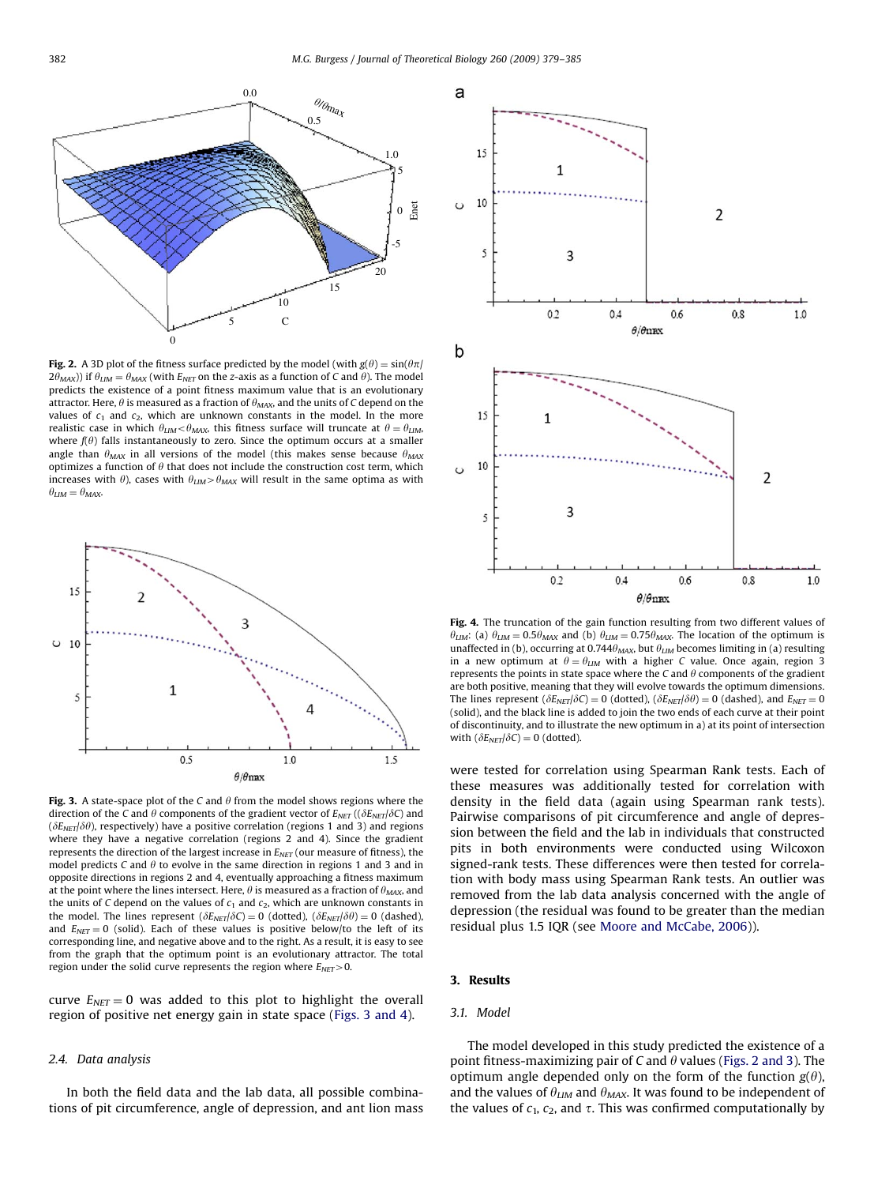**Fig. 2.** A 3D plot of the fitness surface predicted by the model (with $g(\theta) = \sin(\theta\pi/2\theta_{MAX})$) if $\theta_{LIM} = \theta_{MAX}$ (with $E_{NET}$ on the z-axis as a function of $C$ and $\theta$). The model predicts the existence of a point fitness maximum value that is an evolutionary attractor. Here, $\theta$ is measured as a fraction of $\theta_{MAX}$, and the units of $C$ depend on the values of $c_1$ and $c_2$, which are unknown constants in the model. In the more realistic case in which $\theta_{LIM} < \theta_{MAX}$, this fitness surface will truncate at $\theta = \theta_{LIM}$, where $f(\theta)$ falls instantaneously to zero. Since the optimum occurs at a smaller angle than $\theta_{MAX}$ in all versions of the model (this makes sense because $\theta_{MAX}$ optimizes a function of $\theta$ that does not include the construction cost term, which increases with $\theta$), cases with $\theta_{LIM} > \theta_{MAX}$ will result in the same optima as with $\theta_{LIM} = \theta_{MAX}$.

**Fig. 3.** A state-space plot of the $C$ and $\theta$ from the model shows regions where the direction of the $C$ and $\theta$ components of the gradient vector of $E_{NET}$ (($\delta E_{NET}/\delta C$) and ($\delta E_{NET}/\delta \theta$), respectively) have a positive correlation (regions 1 and 3) and regions where they have a negative correlation (regions 2 and 4). Since the gradient represents the direction of the largest increase in $E_{NET}$ (our measure of fitness), the model predicts $C$ and $\theta$ to evolve in the same direction in regions 1 and 3 and in opposite directions in regions 2 and 4, eventually approaching a fitness maximum at the point where the lines intersect. Here, $\theta$ is measured as a fraction of $\theta_{MAX}$, and the units of $C$ depend on the values of $c_1$ and $c_2$, which are unknown constants in the model. The lines represent ($\delta E_{NET}/\delta C$) = 0 (dotted), ($\delta E_{NET}/\delta \theta$) = 0 (dashed), and $E_{NET} = 0$ (solid). Each of these values is positive below/to the left of its corresponding line, and negative above and to the right. As a result, it is easy to see from the graph that the optimum point is an evolutionary attractor. The total region under the solid curve represents the region where $E_{NET} > 0$.

curve $E_{NET} = 0$ was added to this plot to highlight the overall region of positive net energy gain in state space (Figs. 3 and 4).

### 2.4. Data analysis

In both the field data and the lab data, all possible combinations of pit circumference, angle of depression, and ant lion mass were tested for correlation using Spearman Rank tests. Each of these measures was additionally tested for correlation with density in the field data (again using Spearman rank tests). Pairwise comparisons of pit circumference and angle of depression between the field and the lab in individuals that constructed pits in both environments were conducted using Wilcoxon signed-rank tests. These differences were then tested for correlation with body mass using Spearman Rank tests. An outlier was removed from the lab data analysis concerned with the angle of depression (the residual was found to be greater than the median residual plus 1.5 IQR (see Moore and McCabe, 2006)).

**Fig. 4.** The truncation of the gain function resulting from two different values of $\theta_{LIM}$: (a) $\theta_{LIM} = 0.5\theta_{MAX}$ and (b) $\theta_{LIM} = 0.75\theta_{MAX}$. The location of the optimum is unaffected in (b), occurring at $0.744\theta_{MAX}$, but $\theta_{LIM}$ becomes limiting in (a) resulting in a new optimum at $\theta = \theta_{LIM}$ with a higher $C$ value. Once again, region 3 represents the points in state space where the $C$ and $\theta$ components of the gradient are both positive, meaning that they will evolve towards the optimum dimensions. The lines represent ($\delta E_{NET}/\delta C$) = 0 (dotted), ($\delta E_{NET}/\delta \theta$) = 0 (dashed), and $E_{NET} = 0$ (solid), and the black line is added to join the two ends of each curve at their point of discontinuity, and to illustrate the new optimum in a) at its point of intersection with ($\delta E_{NET}/\delta C$) = 0 (dotted).

## 3. Results

### 3.1. Model

The model developed in this study predicted the existence of a point fitness-maximizing pair of $C$ and $\theta$ values (Figs. 2 and 3). The optimum angle depended only on the form of the function $g(\theta)$, and the values of $\theta_{LIM}$ and $\theta_{MAX}$. It was found to be independent of the values of $c_1$, $c_2$, and $\tau$. This was confirmed computationally by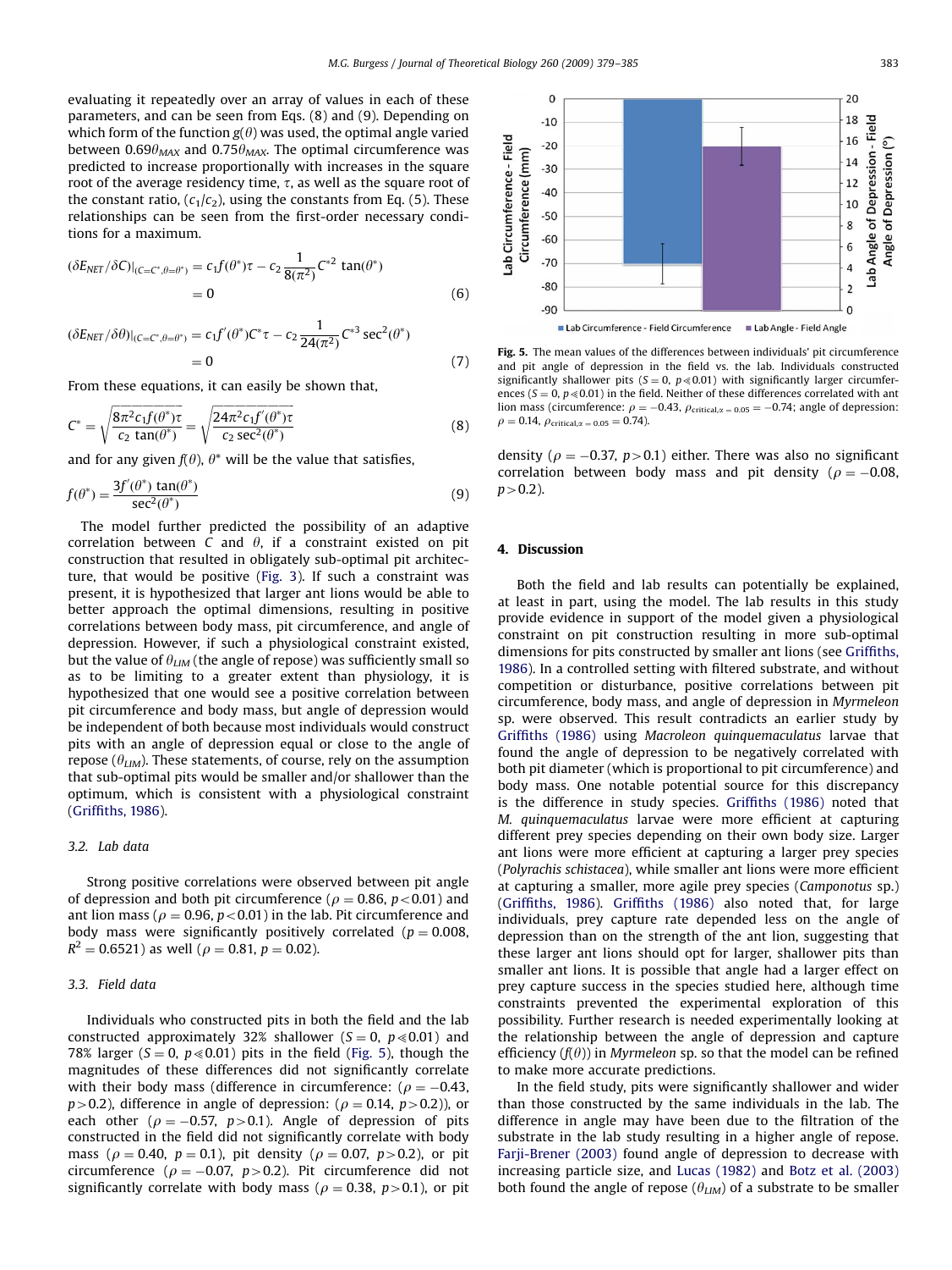evaluating it repeatedly over an array of values in each of these parameters, and can be seen from Eqs. (8) and (9). Depending on which form of the function $g(\theta)$ was used, the optimal angle varied between $0.69\theta_{MAX}$ and $0.75\theta_{MAX}$. The optimal circumference was predicted to increase proportionally with increases in the square root of the average residency time, $\tau$, as well as the square root of the constant ratio, $(c_1/c_2)$, using the constants from Eq. (5). These relationships can be seen from the first-order necessary conditions for a maximum.

$$(\delta E_{NET}/\delta C)|_{(C=C^*,\theta=\theta^*)} = c_1 f(\theta^*)\tau - c_2 \frac{1}{8(\pi^2)} C^{*2} \tan(\theta^*) = 0 \tag{6}$$

$$(\delta E_{NET}/\delta \theta)|_{(C=C^*,\theta=\theta^*)} = c_1 f'(\theta^*) C^* \tau - c_2 \frac{1}{24(\pi^2)} C^{*3} \sec^2(\theta^*) = 0 \tag{7}$$

From these equations, it can easily be shown that,

$$C^* = \sqrt{\frac{8\pi^2 c_1 f(\theta^*)\tau}{c_2 \tan(\theta^*)}} = \sqrt{\frac{24\pi^2 c_1 f'(\theta^*)\tau}{c_2 \sec^2(\theta^*)}} \tag{8}$$

and for any given $f(\theta)$, $\theta^*$ will be the value that satisfies,

$$f(\theta^*) = \frac{3f'(\theta^*)\tan(\theta^*)}{\sec^2(\theta^*)} \tag{9}$$

The model further predicted the possibility of an adaptive correlation between $C$ and $\theta$, if a constraint existed on pit construction that resulted in obligately sub-optimal pit architecture, that would be positive (Fig. 3). If such a constraint was present, it is hypothesized that larger ant lions would be able to better approach the optimal dimensions, resulting in positive correlations between body mass, pit circumference, and angle of depression. However, if such a physiological constraint existed, but the value of $\theta_{LIM}$ (the angle of repose) was sufficiently small so as to be limiting to a greater extent than physiology, it is hypothesized that one would see a positive correlation between pit circumference and body mass, but angle of depression would be independent of both because most individuals would construct pits with an angle of depression equal or close to the angle of repose ($\theta_{LIM}$). These statements, of course, rely on the assumption that sub-optimal pits would be smaller and/or shallower than the optimum, which is consistent with a physiological constraint (Griffiths, 1986).

### 3.2. Lab data

Strong positive correlations were observed between pit angle of depression and both pit circumference ($\rho = 0.86$, $p<0.01$) and ant lion mass ($\rho = 0.96$, $p<0.01$) in the lab. Pit circumference and body mass were significantly positively correlated ($p = 0.008$, $R^2 = 0.6521$) as well ($\rho = 0.81$, $p = 0.02$).

### 3.3. Field data

Individuals who constructed pits in both the field and the lab constructed approximately 32% shallower ($S = 0$, $p \ll 0.01$) and 78% larger ($S = 0$, $p \ll 0.01$) pits in the field (Fig. 5), though the magnitudes of these differences did not significantly correlate with their body mass (difference in circumference: ($\rho = -0.43$, $p>0.2$), difference in angle of depression: ($\rho = 0.14$, $p>0.2$)), or each other ($\rho = -0.57$, $p>0.1$). Angle of depression of pits constructed in the field did not significantly correlate with body mass ($\rho = 0.40$, $p = 0.1$), pit density ($\rho = 0.07$, $p>0.2$), or pit circumference ($\rho = -0.07$, $p>0.2$). Pit circumference did not significantly correlate with body mass ($\rho = 0.38$, $p>0.1$), or pit density ($\rho = -0.37$, $p>0.1$) either. There was also no significant correlation between body mass and pit density ($\rho = -0.08$, $p>0.2$).

**Fig. 5.** The mean values of the differences between individuals' pit circumference and pit angle of depression in the field vs. the lab. Individuals constructed significantly shallower pits ($S = 0$, $p \ll 0.01$) with significantly larger circumferences ($S = 0$, $p \ll 0.01$) in the field. Neither of these differences correlated with ant lion mass (circumference: $\rho = -0.43$, $\rho_{\text{critical},\alpha=0.05} = -0.74$; angle of depression: $\rho = 0.14$, $\rho_{\text{critical},\alpha=0.05} = 0.74$).

## 4. Discussion

Both the field and lab results can potentially be explained, at least in part, using the model. The lab results in this study provide evidence in support of the model given a physiological constraint on pit construction resulting in more sub-optimal dimensions for pits constructed by smaller ant lions (see Griffiths, 1986). In a controlled setting with filtered substrate, and without competition or disturbance, positive correlations between pit circumference, body mass, and angle of depression in *Myrmeleon* sp. were observed. This result contradicts an earlier study by Griffiths (1986) using *Macroleon quinquemaculatus* larvae that found the angle of depression to be negatively correlated with both pit diameter (which is proportional to pit circumference) and body mass. One notable potential source for this discrepancy is the difference in study species. Griffiths (1986) noted that *M. quinquemaculatus* larvae were more efficient at capturing different prey species depending on their own body size. Larger ant lions were more efficient at capturing a larger prey species (*Polyrachis schistacea*), while smaller ant lions were more efficient at capturing a smaller, more agile prey species (*Camponotus* sp.) (Griffiths, 1986). Griffiths (1986) also noted that, for large individuals, prey capture rate depended less on the angle of depression than on the strength of the ant lion, suggesting that these larger ant lions should opt for larger, shallower pits than smaller ant lions. It is possible that angle had a larger effect on prey capture success in the species studied here, although time constraints prevented the experimental exploration of this possibility. Further research is needed experimentally looking at the relationship between the angle of depression and capture efficiency ($f(\theta)$) in *Myrmeleon* sp. so that the model can be refined to make more accurate predictions.

In the field study, pits were significantly shallower and wider than those constructed by the same individuals in the lab. The difference in angle may have been due to the filtration of the substrate in the lab study resulting in a higher angle of repose. Farji-Brener (2003) found angle of depression to decrease with increasing particle size, and Lucas (1982) and Botz et al. (2003) both found the angle of repose ($\theta_{LIM}$) of a substrate to be smaller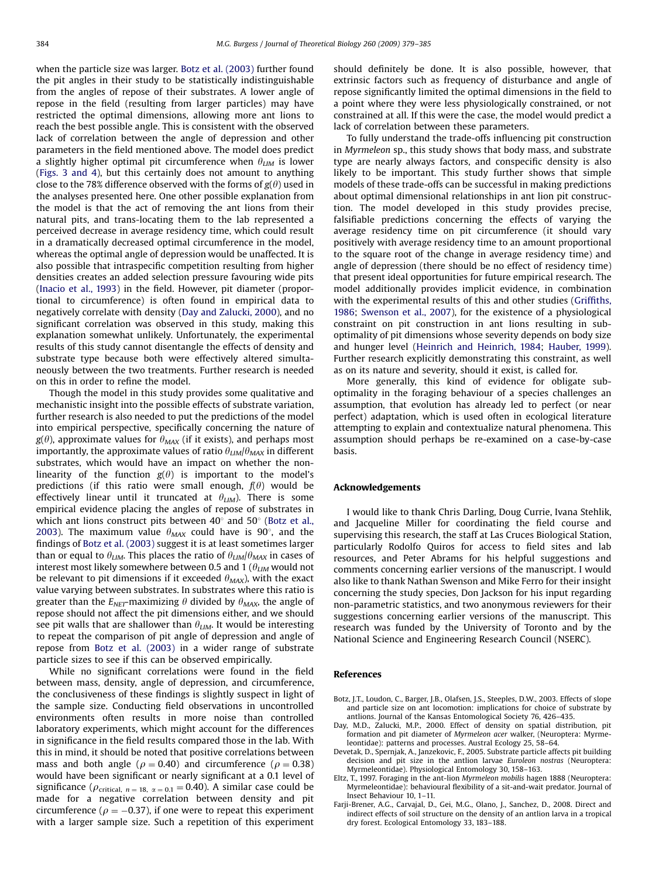when the particle size was larger. Botz et al. (2003) further found the pit angles in their study to be statistically indistinguishable from the angles of repose of their substrates. A lower angle of repose in the field (resulting from larger particles) may have restricted the optimal dimensions, allowing more ant lions to reach the best possible angle. This is consistent with the observed lack of correlation between the angle of depression and other parameters in the field mentioned above. The model does predict a slightly higher optimal pit circumference when $\theta_{LIM}$ is lower (Figs. 3 and 4), but this certainly does not amount to anything close to the 78% difference observed with the forms of $g(\theta)$ used in the analyses presented here. One other possible explanation from the model is that the act of removing the ant lions from their natural pits, and trans-locating them to the lab represented a perceived decrease in average residency time, which could result in a dramatically decreased optimal circumference in the model, whereas the optimal angle of depression would be unaffected. It is also possible that intraspecific competition resulting from higher densities creates an added selection pressure favouring wide pits (Inacio et al., 1993) in the field. However, pit diameter (proportional to circumference) is often found in empirical data to negatively correlate with density (Day and Zalucki, 2000), and no significant correlation was observed in this study, making this explanation somewhat unlikely. Unfortunately, the experimental results of this study cannot disentangle the effects of density and substrate type because both were effectively altered simultaneously between the two treatments. Further research is needed on this in order to refine the model.

Though the model in this study provides some qualitative and mechanistic insight into the possible effects of substrate variation, further research is also needed to put the predictions of the model into empirical perspective, specifically concerning the nature of $g(\theta)$, approximate values for $\theta_{MAX}$ (if it exists), and perhaps most importantly, the approximate values of ratio $\theta_{LIM}/\theta_{MAX}$ in different substrates, which would have an impact on whether the non-linearity of the function $g(\theta)$ is important to the model's predictions (if this ratio were small enough, $f(\theta)$ would be effectively linear until it truncated at $\theta_{LIM}$). There is some empirical evidence placing the angles of repose of substrates in which ant lions construct pits between 40° and 50° (Botz et al., 2003). The maximum value $\theta_{MAX}$ could have is 90°, and the findings of Botz et al. (2003) suggest it is at least sometimes larger than or equal to $\theta_{LIM}$. This places the ratio of $\theta_{LIM}/\theta_{MAX}$ in cases of interest most likely somewhere between 0.5 and 1 ($\theta_{LIM}$ would not be relevant to pit dimensions if it exceeded $\theta_{MAX}$), with the exact value varying between substrates. In substrates where this ratio is greater than the $E_{NET}$-maximizing $\theta$ divided by $\theta_{MAX}$, the angle of repose should not affect the pit dimensions either, and we should see pit walls that are shallower than $\theta_{LIM}$. It would be interesting to repeat the comparison of pit angle of depression and angle of repose from Botz et al. (2003) in a wider range of substrate particle sizes to see if this can be observed empirically.

While no significant correlations were found in the field between mass, density, angle of depression, and circumference, the conclusiveness of these findings is slightly suspect in light of the sample size. Conducting field observations in uncontrolled environments often results in more noise than controlled laboratory experiments, which might account for the differences in significance in the field results compared those in the lab. With this in mind, it should be noted that positive correlations between mass and both angle ($\rho = 0.40$) and circumference ($\rho = 0.38$) would have been significant or nearly significant at a 0.1 level of significance ($\rho_{\text{critical},\ n=18,\ \alpha=0.1} = 0.40$). A similar case could be made for a negative correlation between density and pit circumference ($\rho = -0.37$), if one were to repeat this experiment with a larger sample size. Such a repetition of this experiment should definitely be done. It is also possible, however, that extrinsic factors such as frequency of disturbance and angle of repose significantly limited the optimal dimensions in the field to a point where they were less physiologically constrained, or not constrained at all. If this were the case, the model would predict a lack of correlation between these parameters.

To fully understand the trade-offs influencing pit construction in *Myrmeleon* sp., this study shows that body mass, and substrate type are nearly always factors, and conspecific density is also likely to be important. This study further shows that simple models of these trade-offs can be successful in making predictions about optimal dimensional relationships in ant lion pit construction. The model developed in this study provides precise, falsifiable predictions concerning the effects of varying the average residency time on pit circumference (it should vary positively with average residency time to an amount proportional to the square root of the change in average residency time) and angle of depression (there should be no effect of residency time) that present ideal opportunities for future empirical research. The model additionally provides implicit evidence, in combination with the experimental results of this and other studies (Griffiths, 1986; Swenson et al., 2007), for the existence of a physiological constraint on pit construction in ant lions resulting in sub-optimality of pit dimensions whose severity depends on body size and hunger level (Heinrich and Heinrich, 1984; Hauber, 1999). Further research explicitly demonstrating this constraint, as well as on its nature and severity, should it exist, is called for.

More generally, this kind of evidence for obligate sub-optimality in the foraging behaviour of a species challenges an assumption, that evolution has already led to perfect (or near perfect) adaptation, which is used often in ecological literature attempting to explain and contextualize natural phenomena. This assumption should perhaps be re-examined on a case-by-case basis.

## Acknowledgements

I would like to thank Chris Darling, Doug Currie, Ivana Stehlik, and Jacqueline Miller for coordinating the field course and supervising this research, the staff at Las Cruces Biological Station, particularly Rodolfo Quiros for access to field sites and lab resources, and Peter Abrams for his helpful suggestions and comments concerning earlier versions of the manuscript. I would also like to thank Nathan Swenson and Mike Ferro for their insight concerning the study species, Don Jackson for his input regarding non-parametric statistics, and two anonymous reviewers for their suggestions concerning earlier versions of the manuscript. This research was funded by the University of Toronto and by the National Science and Engineering Research Council (NSERC).

## References

Botz, J.T., Loudon, C., Barger, J.B., Olafsen, J.S., Steeples, D.W., 2003. Effects of slope and particle size on ant locomotion: implications for choice of substrate by antlions. Journal of the Kansas Entomological Society 76, 426–435.

Day, M.D., Zalucki, M.P., 2000. Effect of density on spatial distribution, pit formation and pit diameter of *Myrmeleon acer* walker, (Neuroptera: Myrmeleontidae): patterns and processes. Austral Ecology 25, 58–64.

Devetak, D., Spernjak, A., Janzekovic, F., 2005. Substrate particle affects pit building decision and pit size in the antlion larvae *Euroleon nostras* (Neuroptera: Myrmeleontidae). Physiological Entomology 30, 158–163.

Eltz, T., 1997. Foraging in the ant-lion *Myrmeleon mobilis* hagen 1888 (Neuroptera: Myrmeleontidae): behavioural flexibility of a sit-and-wait predator. Journal of Insect Behaviour 10, 1–11.

Farji-Brener, A.G., Carvajal, D., Gei, M.G., Olano, J., Sanchez, D., 2008. Direct and indirect effects of soil structure on the density of an antlion larva in a tropical dry forest. Ecological Entomology 33, 183–188.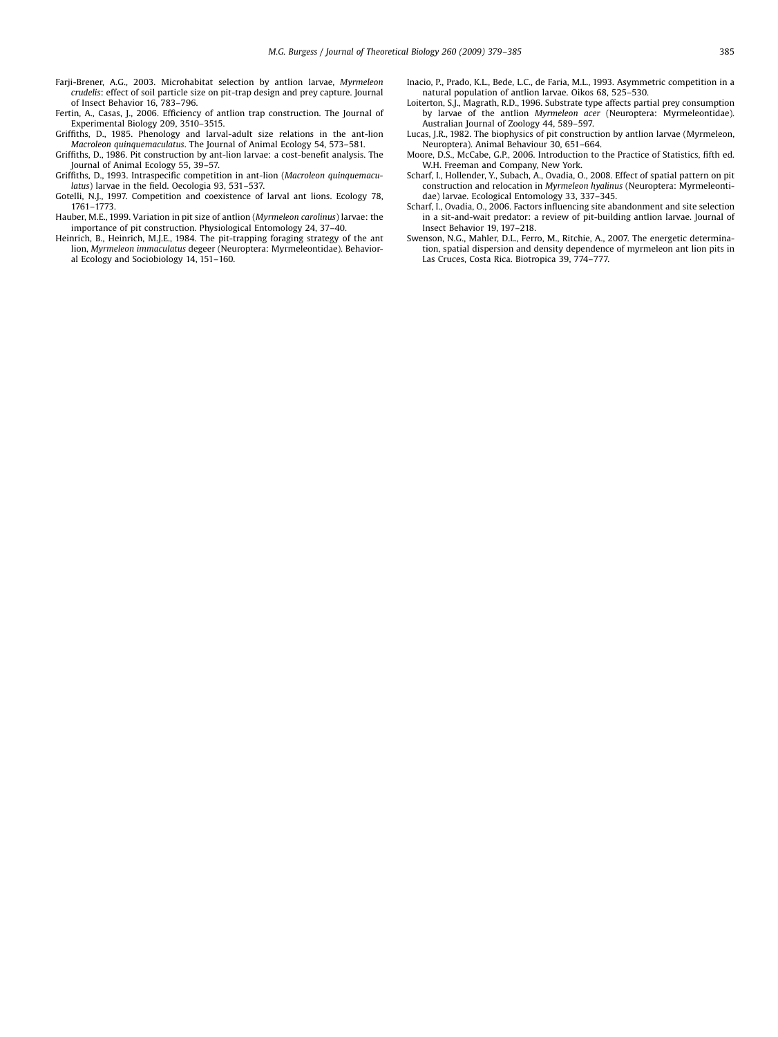Farji-Brener, A.G., 2003. Microhabitat selection by antlion larvae, *Myrmeleon crudelis*: effect of soil particle size on pit-trap design and prey capture. Journal of Insect Behavior 16, 783–796.

Fertin, A., Casas, J., 2006. Efficiency of antlion trap construction. The Journal of Experimental Biology 209, 3510–3515.

Griffiths, D., 1985. Phenology and larval-adult size relations in the ant-lion *Macroleon quinquemaculatus*. The Journal of Animal Ecology 54, 573–581.

Griffiths, D., 1986. Pit construction by ant-lion larvae: a cost-benefit analysis. The Journal of Animal Ecology 55, 39–57.

Griffiths, D., 1993. Intraspecific competition in ant-lion (*Macroleon quinquemaculatus*) larvae in the field. Oecologia 93, 531–537.

Gotelli, N.J., 1997. Competition and coexistence of larval ant lions. Ecology 78, 1761–1773.

Hauber, M.E., 1999. Variation in pit size of antlion (*Myrmeleon carolinus*) larvae: the importance of pit construction. Physiological Entomology 24, 37–40.

Heinrich, B., Heinrich, M.J.E., 1984. The pit-trapping foraging strategy of the ant lion, *Myrmeleon immaculatus* degeer (Neuroptera: Myrmeleontidae). Behavioral Ecology and Sociobiology 14, 151–160.

Inacio, P., Prado, K.L., Bede, L.C., de Faria, M.L., 1993. Asymmetric competition in a natural population of antlion larvae. Oikos 68, 525–530.

Loiterton, S.J., Magrath, R.D., 1996. Substrate type affects partial prey consumption by larvae of the antlion *Myrmeleon acer* (Neuroptera: Myrmeleontidae). Australian Journal of Zoology 44, 589–597.

Lucas, J.R., 1982. The biophysics of pit construction by antlion larvae (Myrmeleon, Neuroptera). Animal Behaviour 30, 651–664.

Moore, D.S., McCabe, G.P., 2006. Introduction to the Practice of Statistics, fifth ed. W.H. Freeman and Company, New York.

Scharf, I., Hollender, Y., Subach, A., Ovadia, O., 2008. Effect of spatial pattern on pit construction and relocation in *Myrmeleon hyalinus* (Neuroptera: Myrmeleontidae) larvae. Ecological Entomology 33, 337–345.

Scharf, I., Ovadia, O., 2006. Factors influencing site abandonment and site selection in a sit-and-wait predator: a review of pit-building antlion larvae. Journal of Insect Behavior 19, 197–218.

Swenson, N.G., Mahler, D.L., Ferro, M., Ritchie, A., 2007. The energetic determination, spatial dispersion and density dependence of myrmeleon ant lion pits in Las Cruces, Costa Rica. Biotropica 39, 774–777.